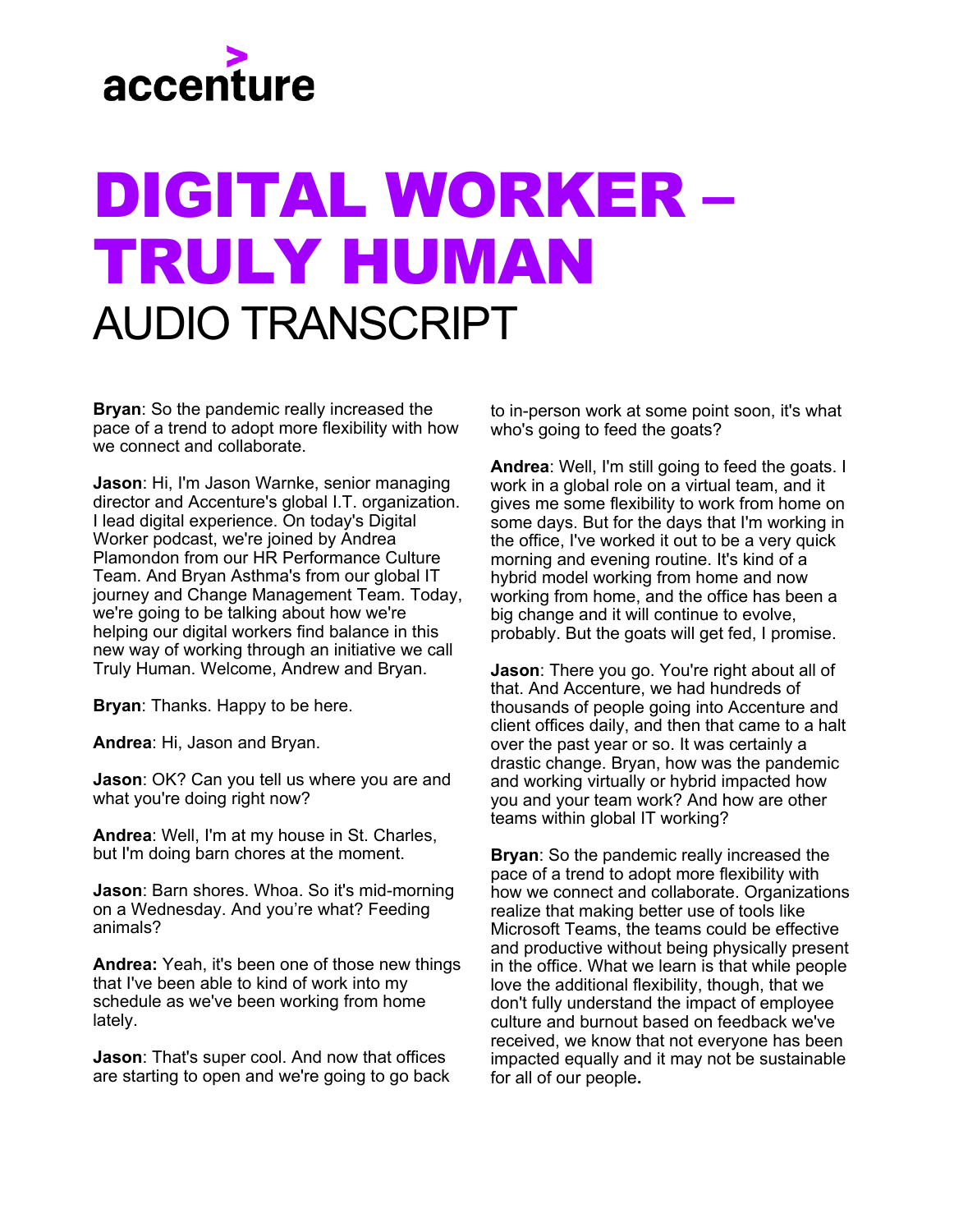accenture

# DIGITAL WORKER – TRULY HUMAN

## AUDIO TRANSCRIPT

**Bryan**: So the pandemic really increased the pace of a trend to adopt more flexibility with how we connect and collaborate.

**Jason**: Hi, I'm Jason Warnke, senior managing director and Accenture's global I.T. organization. I lead digital experience. On today's Digital Worker podcast, we're joined by Andrea Plamondon from our HR Performance Culture Team. And Bryan Asthma's from our global IT journey and Change Management Team. Today, we're going to be talking about how we're helping our digital workers find balance in this new way of working through an initiative we call Truly Human. Welcome, Andrew and Bryan.

**Bryan**: Thanks. Happy to be here.

**Andrea**: Hi, Jason and Bryan.

**Jason**: OK? Can you tell us where you are and what you're doing right now?

**Andrea**: Well, I'm at my house in St. Charles, but I'm doing barn chores at the moment.

**Jason**: Barn shores. Whoa. So it's mid-morning on a Wednesday. And you're what? Feeding animals?

**Andrea:** Yeah, it's been one of those new things that I've been able to kind of work into my schedule as we've been working from home lately.

**Jason**: That's super cool. And now that offices are starting to open and we're going to go back to in-person work at some point soon, it's what who's going to feed the goats?

**Andrea**: Well, I'm still going to feed the goats. I work in a global role on a virtual team, and it gives me some flexibility to work from home on some days. But for the days that I'm working in the office, I've worked it out to be a very quick morning and evening routine. It's kind of a hybrid model working from home and now working from home, and the office has been a big change and it will continue to evolve, probably. But the goats will get fed, I promise.

**Jason**: There you go. You're right about all of that. And Accenture, we had hundreds of thousands of people going into Accenture and client offices daily, and then that came to a halt over the past year or so. It was certainly a drastic change. Bryan, how was the pandemic and working virtually or hybrid impacted how you and your team work? And how are other teams within global IT working?

**Bryan**: So the pandemic really increased the pace of a trend to adopt more flexibility with how we connect and collaborate. Organizations realize that making better use of tools like Microsoft Teams, the teams could be effective and productive without being physically present in the office. What we learn is that while people love the additional flexibility, though, that we don't fully understand the impact of employee culture and burnout based on feedback we've received, we know that not everyone has been impacted equally and it may not be sustainable for all of our people**.**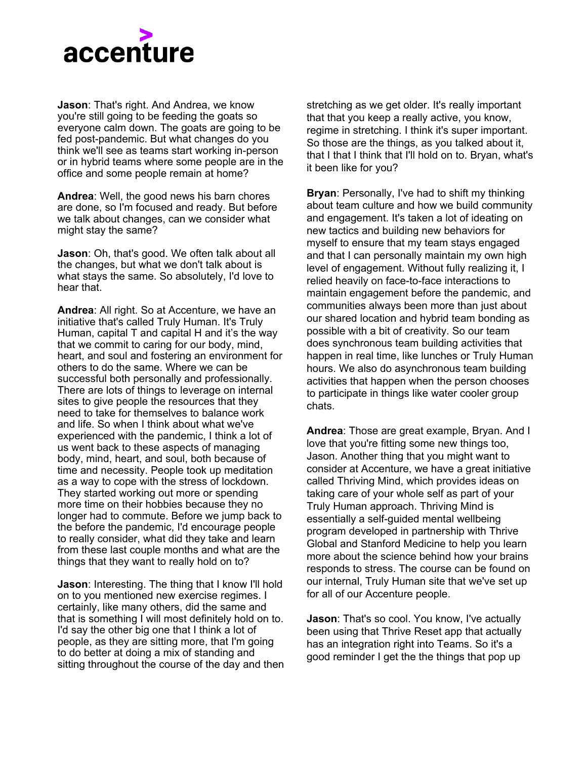**Jason**: That's right. And Andrea, we know you're still going to be feeding the goats so everyone calm down. The goats are going to be fed post-pandemic. But what changes do you think we'll see as teams start working in-person or in hybrid teams where some people are in the office and some people remain at home?

**Andrea**: Well, the good news his barn chores are done, so I'm focused and ready. But before we talk about changes, can we consider what might stay the same?

**Jason**: Oh, that's good. We often talk about all the changes, but what we don't talk about is what stays the same. So absolutely, I'd love to hear that.

**Andrea**: All right. So at Accenture, we have an initiative that's called Truly Human. It's Truly Human, capital T and capital H and it's the way that we commit to caring for our body, mind, heart, and soul and fostering an environment for others to do the same. Where we can be successful both personally and professionally. There are lots of things to leverage on internal sites to give people the resources that they need to take for themselves to balance work and life. So when I think about what we've experienced with the pandemic, I think a lot of us went back to these aspects of managing body, mind, heart, and soul, both because of time and necessity. People took up meditation as a way to cope with the stress of lockdown. They started working out more or spending more time on their hobbies because they no longer had to commute. Before we jump back to the before the pandemic, I'd encourage people to really consider, what did they take and learn from these last couple months and what are the things that they want to really hold on to?

**Jason**: Interesting. The thing that I know I'll hold on to you mentioned new exercise regimes. I certainly, like many others, did the same and that is something I will most definitely hold on to. I'd say the other big one that I think a lot of people, as they are sitting more, that I'm going to do better at doing a mix of standing and sitting throughout the course of the day and then stretching as we get older. It's really important that that you keep a really active, you know, regime in stretching. I think it's super important. So those are the things, as you talked about it, that I that I think that I'll hold on to. Bryan, what's it been like for you?

**Bryan**: Personally, I've had to shift my thinking about team culture and how we build community and engagement. It's taken a lot of ideating on new tactics and building new behaviors for myself to ensure that my team stays engaged and that I can personally maintain my own high level of engagement. Without fully realizing it, I relied heavily on face-to-face interactions to maintain engagement before the pandemic, and communities always been more than just about our shared location and hybrid team bonding as possible with a bit of creativity. So our team does synchronous team building activities that happen in real time, like lunches or Truly Human hours. We also do asynchronous team building activities that happen when the person chooses to participate in things like water cooler group chats.

**Andrea**: Those are great example, Bryan. And I love that you're fitting some new things too, Jason. Another thing that you might want to consider at Accenture, we have a great initiative called Thriving Mind, which provides ideas on taking care of your whole self as part of your Truly Human approach. Thriving Mind is essentially a self-guided mental wellbeing program developed in partnership with Thrive Global and Stanford Medicine to help you learn more about the science behind how your brains responds to stress. The course can be found on our internal, Truly Human site that we've set up for all of our Accenture people.

**Jason**: That's so cool. You know, I've actually been using that Thrive Reset app that actually has an integration right into Teams. So it's a good reminder I get the the things that pop up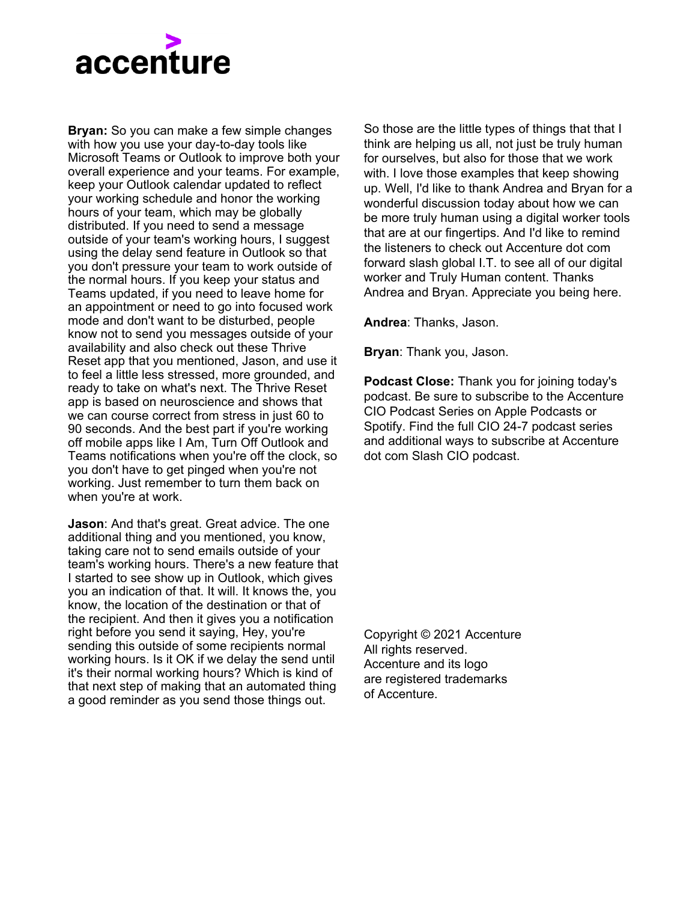**Bryan:** So you can make a few simple changes with how you use your day-to-day tools like Microsoft Teams or Outlook to improve both your overall experience and your teams. For example, keep your Outlook calendar updated to reflect your working schedule and honor the working hours of your team, which may be globally distributed. If you need to send a message outside of your team's working hours, I suggest using the delay send feature in Outlook so that you don't pressure your team to work outside of the normal hours. If you keep your status and Teams updated, if you need to leave home for an appointment or need to go into focused work mode and don't want to be disturbed, people know not to send you messages outside of your availability and also check out these Thrive Reset app that you mentioned, Jason, and use it to feel a little less stressed, more grounded, and ready to take on what's next. The Thrive Reset app is based on neuroscience and shows that we can course correct from stress in just 60 to 90 seconds. And the best part if you're working off mobile apps like I Am, Turn Off Outlook and Teams notifications when you're off the clock, so you don't have to get pinged when you're not working. Just remember to turn them back on when you're at work.

**Jason**: And that's great. Great advice. The one additional thing and you mentioned, you know, taking care not to send emails outside of your team's working hours. There's a new feature that I started to see show up in Outlook, which gives you an indication of that. It will. It knows the, you know, the location of the destination or that of the recipient. And then it gives you a notification right before you send it saying, Hey, you're sending this outside of some recipients normal working hours. Is it OK if we delay the send until it's their normal working hours? Which is kind of that next step of making that an automated thing a good reminder as you send those things out.

So those are the little types of things that that I think are helping us all, not just be truly human for ourselves, but also for those that we work with. I love those examples that keep showing up. Well, I'd like to thank Andrea and Bryan for a wonderful discussion today about how we can be more truly human using a digital worker tools that are at our fingertips. And I'd like to remind the listeners to check out Accenture dot com forward slash global I.T. to see all of our digital worker and Truly Human content. Thanks Andrea and Bryan. Appreciate you being here.

**Andrea**: Thanks, Jason.

**Bryan**: Thank you, Jason.

**Podcast Close:** Thank you for joining today's podcast. Be sure to subscribe to the Accenture CIO Podcast Series on Apple Podcasts or Spotify. Find the full CIO 24-7 podcast series and additional ways to subscribe at Accenture dot com Slash CIO podcast.

Copyright © 2021 Accenture
All rights reserved.
Accenture and its logo
are registered trademarks
of Accenture.